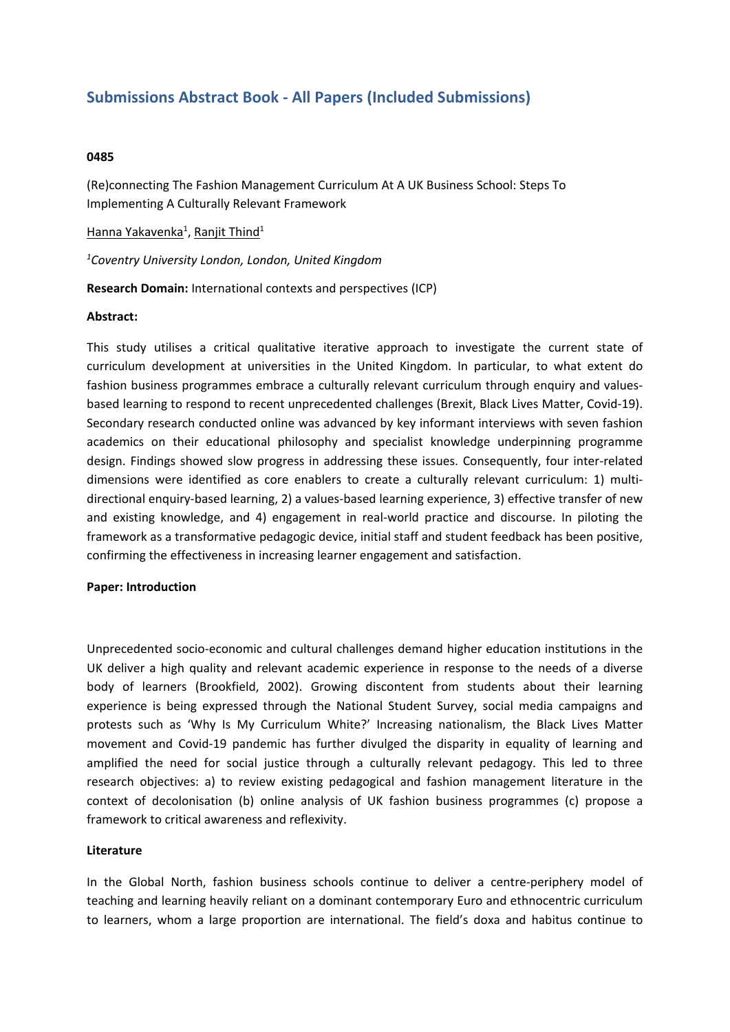# Submissions Abstract Book - All Papers (Included Submissions)

**0485**

(Re)connecting The Fashion Management Curriculum At A UK Business School: Steps To Implementing A Culturally Relevant Framework

Hanna Yakavenka[1], Ranjit Thind[1]

*[1]Coventry University London, London, United Kingdom*

**Research Domain:** International contexts and perspectives (ICP)

**Abstract:**

This study utilises a critical qualitative iterative approach to investigate the current state of curriculum development at universities in the United Kingdom. In particular, to what extent do fashion business programmes embrace a culturally relevant curriculum through enquiry and values-based learning to respond to recent unprecedented challenges (Brexit, Black Lives Matter, Covid-19). Secondary research conducted online was advanced by key informant interviews with seven fashion academics on their educational philosophy and specialist knowledge underpinning programme design. Findings showed slow progress in addressing these issues. Consequently, four inter-related dimensions were identified as core enablers to create a culturally relevant curriculum: 1) multi-directional enquiry-based learning, 2) a values-based learning experience, 3) effective transfer of new and existing knowledge, and 4) engagement in real-world practice and discourse. In piloting the framework as a transformative pedagogic device, initial staff and student feedback has been positive, confirming the effectiveness in increasing learner engagement and satisfaction.

**Paper: Introduction**

Unprecedented socio-economic and cultural challenges demand higher education institutions in the UK deliver a high quality and relevant academic experience in response to the needs of a diverse body of learners (Brookfield, 2002). Growing discontent from students about their learning experience is being expressed through the National Student Survey, social media campaigns and protests such as 'Why Is My Curriculum White?' Increasing nationalism, the Black Lives Matter movement and Covid-19 pandemic has further divulged the disparity in equality of learning and amplified the need for social justice through a culturally relevant pedagogy. This led to three research objectives: a) to review existing pedagogical and fashion management literature in the context of decolonisation (b) online analysis of UK fashion business programmes (c) propose a framework to critical awareness and reflexivity.

**Literature**

In the Global North, fashion business schools continue to deliver a centre-periphery model of teaching and learning heavily reliant on a dominant contemporary Euro and ethnocentric curriculum to learners, whom a large proportion are international. The field's doxa and habitus continue to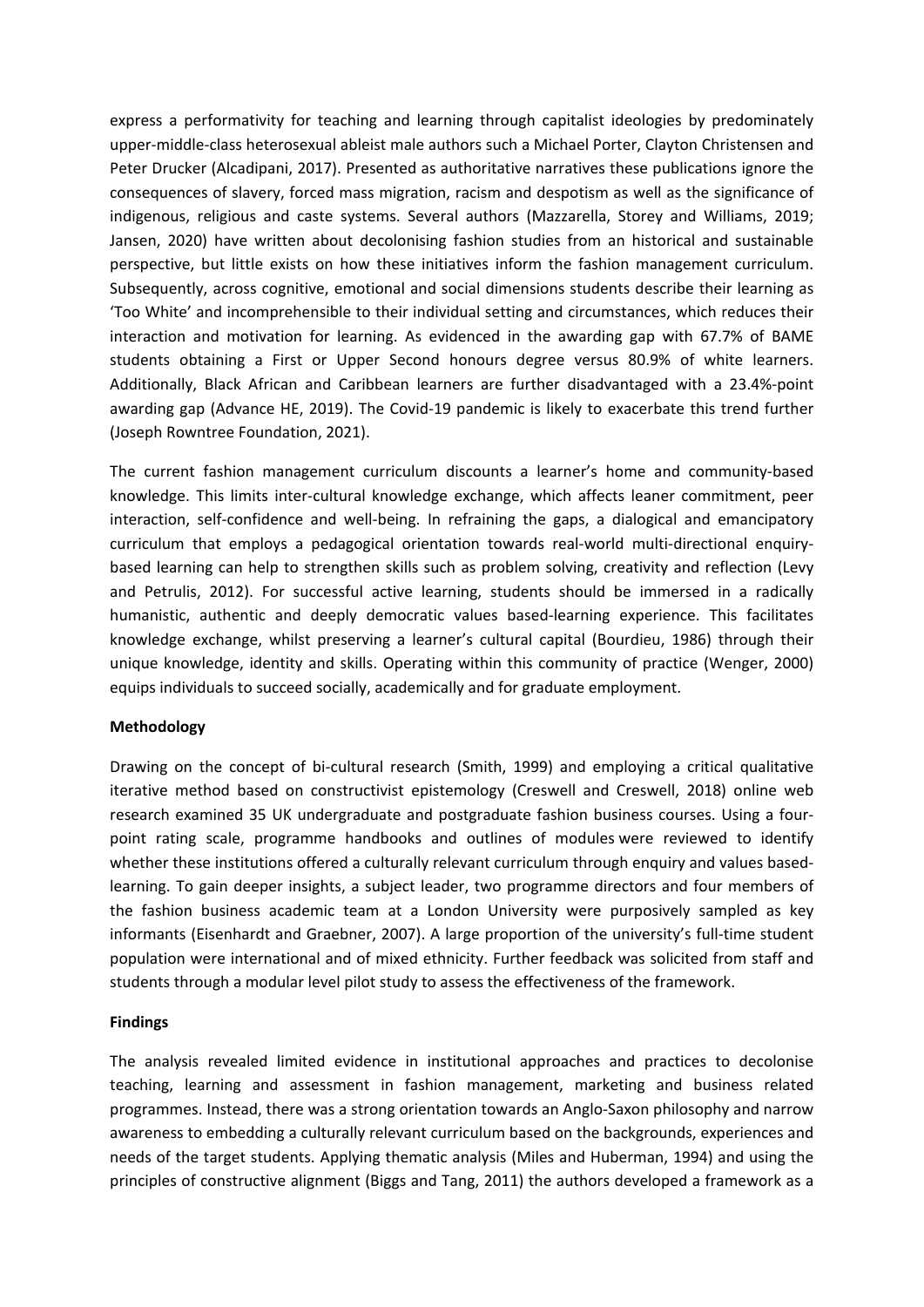express a performativity for teaching and learning through capitalist ideologies by predominately upper-middle-class heterosexual ableist male authors such a Michael Porter, Clayton Christensen and Peter Drucker (Alcadipani, 2017). Presented as authoritative narratives these publications ignore the consequences of slavery, forced mass migration, racism and despotism as well as the significance of indigenous, religious and caste systems. Several authors (Mazzarella, Storey and Williams, 2019; Jansen, 2020) have written about decolonising fashion studies from an historical and sustainable perspective, but little exists on how these initiatives inform the fashion management curriculum. Subsequently, across cognitive, emotional and social dimensions students describe their learning as 'Too White' and incomprehensible to their individual setting and circumstances, which reduces their interaction and motivation for learning. As evidenced in the awarding gap with 67.7% of BAME students obtaining a First or Upper Second honours degree versus 80.9% of white learners. Additionally, Black African and Caribbean learners are further disadvantaged with a 23.4%-point awarding gap (Advance HE, 2019). The Covid-19 pandemic is likely to exacerbate this trend further (Joseph Rowntree Foundation, 2021).

The current fashion management curriculum discounts a learner's home and community-based knowledge. This limits inter-cultural knowledge exchange, which affects leaner commitment, peer interaction, self-confidence and well-being. In refraining the gaps, a dialogical and emancipatory curriculum that employs a pedagogical orientation towards real-world multi-directional enquiry-based learning can help to strengthen skills such as problem solving, creativity and reflection (Levy and Petrulis, 2012). For successful active learning, students should be immersed in a radically humanistic, authentic and deeply democratic values based-learning experience. This facilitates knowledge exchange, whilst preserving a learner's cultural capital (Bourdieu, 1986) through their unique knowledge, identity and skills. Operating within this community of practice (Wenger, 2000) equips individuals to succeed socially, academically and for graduate employment.

**Methodology**

Drawing on the concept of bi-cultural research (Smith, 1999) and employing a critical qualitative iterative method based on constructivist epistemology (Creswell and Creswell, 2018) online web research examined 35 UK undergraduate and postgraduate fashion business courses. Using a four-point rating scale, programme handbooks and outlines of modules were reviewed to identify whether these institutions offered a culturally relevant curriculum through enquiry and values based-learning. To gain deeper insights, a subject leader, two programme directors and four members of the fashion business academic team at a London University were purposively sampled as key informants (Eisenhardt and Graebner, 2007). A large proportion of the university's full-time student population were international and of mixed ethnicity. Further feedback was solicited from staff and students through a modular level pilot study to assess the effectiveness of the framework.

**Findings**

The analysis revealed limited evidence in institutional approaches and practices to decolonise teaching, learning and assessment in fashion management, marketing and business related programmes. Instead, there was a strong orientation towards an Anglo-Saxon philosophy and narrow awareness to embedding a culturally relevant curriculum based on the backgrounds, experiences and needs of the target students. Applying thematic analysis (Miles and Huberman, 1994) and using the principles of constructive alignment (Biggs and Tang, 2011) the authors developed a framework as a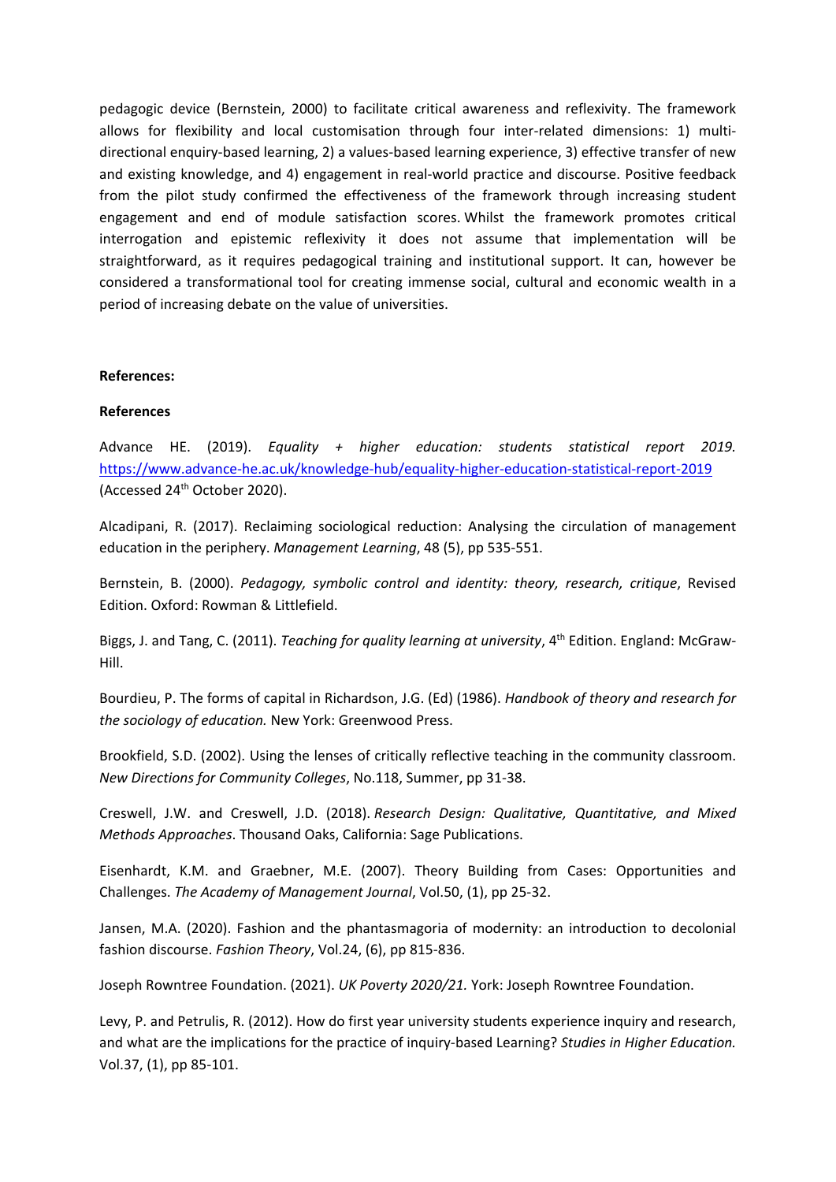pedagogic device (Bernstein, 2000) to facilitate critical awareness and reflexivity. The framework allows for flexibility and local customisation through four inter-related dimensions: 1) multi-directional enquiry-based learning, 2) a values-based learning experience, 3) effective transfer of new and existing knowledge, and 4) engagement in real-world practice and discourse. Positive feedback from the pilot study confirmed the effectiveness of the framework through increasing student engagement and end of module satisfaction scores. Whilst the framework promotes critical interrogation and epistemic reflexivity it does not assume that implementation will be straightforward, as it requires pedagogical training and institutional support. It can, however be considered a transformational tool for creating immense social, cultural and economic wealth in a period of increasing debate on the value of universities.

**References:**

**References**

Advance HE. (2019). *Equality + higher education: students statistical report 2019.* https://www.advance-he.ac.uk/knowledge-hub/equality-higher-education-statistical-report-2019 (Accessed 24th October 2020).

Alcadipani, R. (2017). Reclaiming sociological reduction: Analysing the circulation of management education in the periphery. *Management Learning*, 48 (5), pp 535-551.

Bernstein, B. (2000). *Pedagogy, symbolic control and identity: theory, research, critique*, Revised Edition. Oxford: Rowman & Littlefield.

Biggs, J. and Tang, C. (2011). *Teaching for quality learning at university*, 4th Edition. England: McGraw-Hill.

Bourdieu, P. The forms of capital in Richardson, J.G. (Ed) (1986). *Handbook of theory and research for the sociology of education.* New York: Greenwood Press.

Brookfield, S.D. (2002). Using the lenses of critically reflective teaching in the community classroom. *New Directions for Community Colleges*, No.118, Summer, pp 31-38.

Creswell, J.W. and Creswell, J.D. (2018). *Research Design: Qualitative, Quantitative, and Mixed Methods Approaches*. Thousand Oaks, California: Sage Publications.

Eisenhardt, K.M. and Graebner, M.E. (2007). Theory Building from Cases: Opportunities and Challenges. *The Academy of Management Journal*, Vol.50, (1), pp 25-32.

Jansen, M.A. (2020). Fashion and the phantasmagoria of modernity: an introduction to decolonial fashion discourse. *Fashion Theory*, Vol.24, (6), pp 815-836.

Joseph Rowntree Foundation. (2021). *UK Poverty 2020/21.* York: Joseph Rowntree Foundation.

Levy, P. and Petrulis, R. (2012). How do first year university students experience inquiry and research, and what are the implications for the practice of inquiry-based Learning? *Studies in Higher Education.* Vol.37, (1), pp 85-101.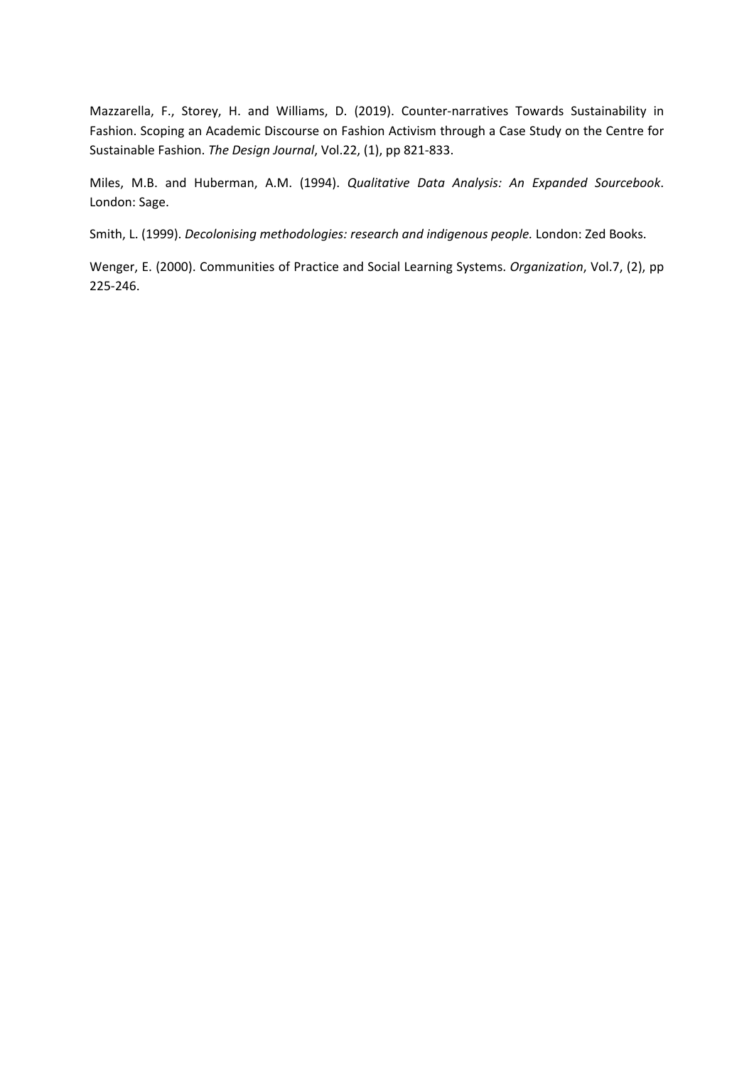Mazzarella, F., Storey, H. and Williams, D. (2019). Counter-narratives Towards Sustainability in Fashion. Scoping an Academic Discourse on Fashion Activism through a Case Study on the Centre for Sustainable Fashion. *The Design Journal*, Vol.22, (1), pp 821-833.

Miles, M.B. and Huberman, A.M. (1994). *Qualitative Data Analysis: An Expanded Sourcebook*. London: Sage.

Smith, L. (1999). *Decolonising methodologies: research and indigenous people.* London: Zed Books.

Wenger, E. (2000). Communities of Practice and Social Learning Systems. *Organization*, Vol.7, (2), pp 225-246.